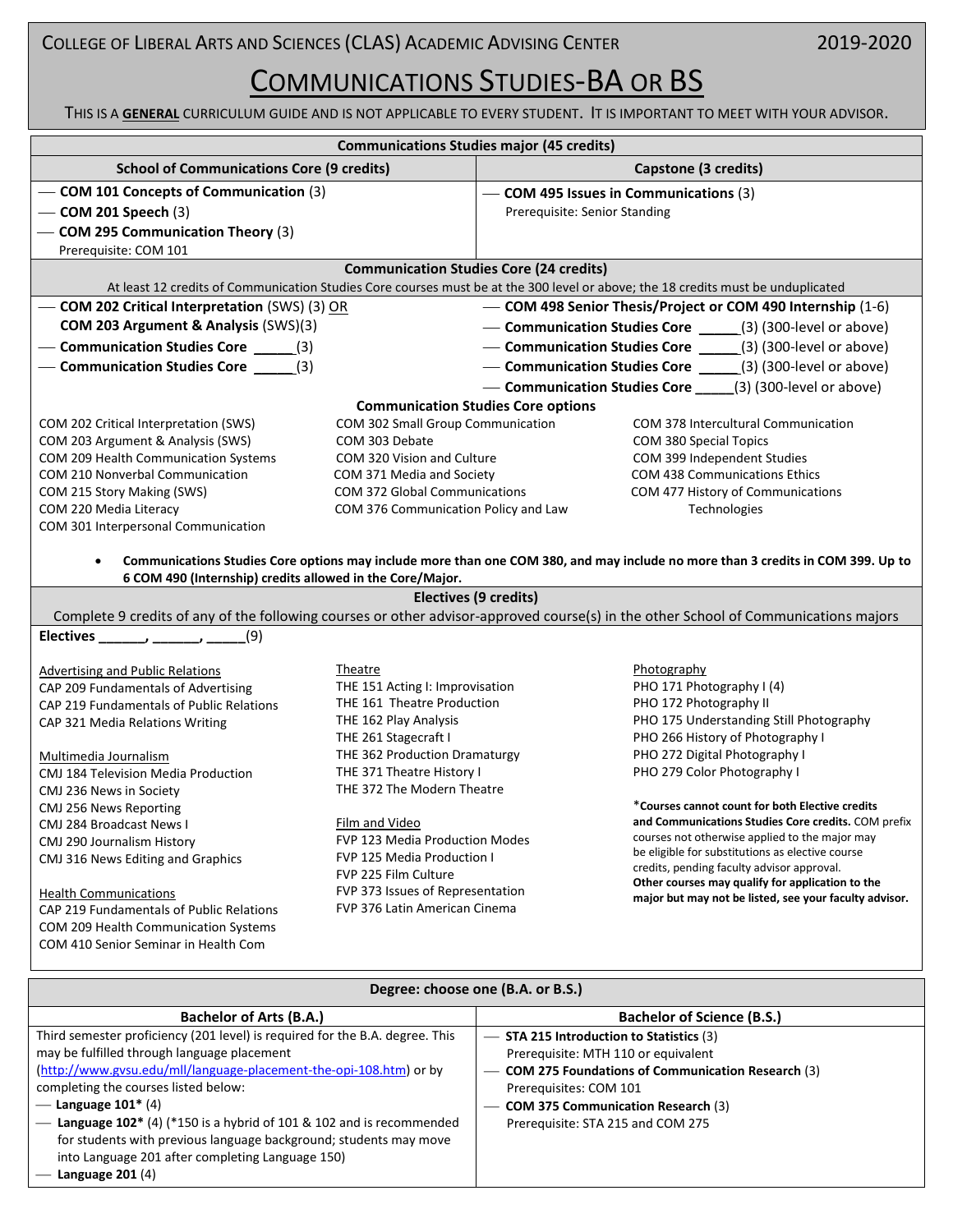COLLEGE OF LIBERAL ARTS AND SCIENCES (CLAS) ACADEMIC ADVISING CENTER 2019-2020

# COMMUNICATIONS STUDIES-BA OR BS

THIS IS A **GENERAL** CURRICULUM GUIDE AND IS NOT APPLICABLE TO EVERY STUDENT. IT IS IMPORTANT TO MEET WITH YOUR ADVISOR.

## Communications Studies major (45 credits)

| School of Communications Core (9 credits) | Capstone (3 credits) |
|---|---|
| — **COM 101 Concepts of Communication** (3) | — **COM 495 Issues in Communications** (3) |
| — **COM 201 Speech** (3) | Prerequisite: Senior Standing |
| — **COM 295 Communication Theory** (3) | |
| Prerequisite: COM 101 | |

### Communication Studies Core (24 credits)

At least 12 credits of Communication Studies Core courses must be at the 300 level or above; the 18 credits must be unduplicated

- — **COM 202 Critical Interpretation** (SWS) (3) OR **COM 203 Argument & Analysis** (SWS)(3)
- — **Communication Studies Core** ______(3)
- — **Communication Studies Core** ______(3)
- — **COM 498 Senior Thesis/Project or COM 490 Internship** (1-6)
- — **Communication Studies Core** ______(3) (300-level or above)
- — **Communication Studies Core** ______(3) (300-level or above)
- — **Communication Studies Core** ______(3) (300-level or above)
- — **Communication Studies Core** _____(3) (300-level or above)

**Communication Studies Core options**

COM 202 Critical Interpretation (SWS)
COM 203 Argument & Analysis (SWS)
COM 209 Health Communication Systems
COM 210 Nonverbal Communication
COM 215 Story Making (SWS)
COM 220 Media Literacy
COM 301 Interpersonal Communication
COM 302 Small Group Communication
COM 303 Debate
COM 320 Vision and Culture
COM 371 Media and Society
COM 372 Global Communications
COM 376 Communication Policy and Law
COM 378 Intercultural Communication
COM 380 Special Topics
COM 399 Independent Studies
COM 438 Communications Ethics
COM 477 History of Communications Technologies

- **Communications Studies Core options may include more than one COM 380, and may include no more than 3 credits in COM 399. Up to 6 COM 490 (Internship) credits allowed in the Core/Major.**

### Electives (9 credits)

Complete 9 credits of any of the following courses or other advisor-approved course(s) in the other School of Communications majors

**Electives** ______, ______, _____(9)

Advertising and Public Relations
CAP 209 Fundamentals of Advertising
CAP 219 Fundamentals of Public Relations
CAP 321 Media Relations Writing

Multimedia Journalism
CMJ 184 Television Media Production
CMJ 236 News in Society
CMJ 256 News Reporting
CMJ 284 Broadcast News I
CMJ 290 Journalism History
CMJ 316 News Editing and Graphics

Health Communications
CAP 219 Fundamentals of Public Relations
COM 209 Health Communication Systems
COM 410 Senior Seminar in Health Com

Theatre
THE 151 Acting I: Improvisation
THE 161 Theatre Production
THE 162 Play Analysis
THE 261 Stagecraft I
THE 362 Production Dramaturgy
THE 371 Theatre History I
THE 372 The Modern Theatre

Film and Video
FVP 123 Media Production Modes
FVP 125 Media Production I
FVP 225 Film Culture
FVP 373 Issues of Representation
FVP 376 Latin American Cinema

Photography
PHO 171 Photography I (4)
PHO 172 Photography II
PHO 175 Understanding Still Photography
PHO 266 History of Photography I
PHO 272 Digital Photography I
PHO 279 Color Photography I

*__Courses cannot count for both Elective credits and Communications Studies Core credits.__ COM prefix courses not otherwise applied to the major may be eligible for substitutions as elective course credits, pending faculty advisor approval. **Other courses may qualify for application to the major but may not be listed, see your faculty advisor.**

## Degree: choose one (B.A. or B.S.)

| Bachelor of Arts (B.A.) | Bachelor of Science (B.S.) |
|---|---|
| Third semester proficiency (201 level) is required for the B.A. degree. This may be fulfilled through language placement (http://www.gvsu.edu/mll/language-placement-the-opi-108.htm) or by completing the courses listed below: | — **STA 215 Introduction to Statistics** (3) Prerequisite: MTH 110 or equivalent |
| — **Language 101*** (4) | — **COM 275 Foundations of Communication Research** (3) Prerequisites: COM 101 |
| — **Language 102*** (4) (*150 is a hybrid of 101 & 102 and is recommended for students with previous language background; students may move into Language 201 after completing Language 150) | — **COM 375 Communication Research** (3) Prerequisite: STA 215 and COM 275 |
| — **Language 201** (4) | |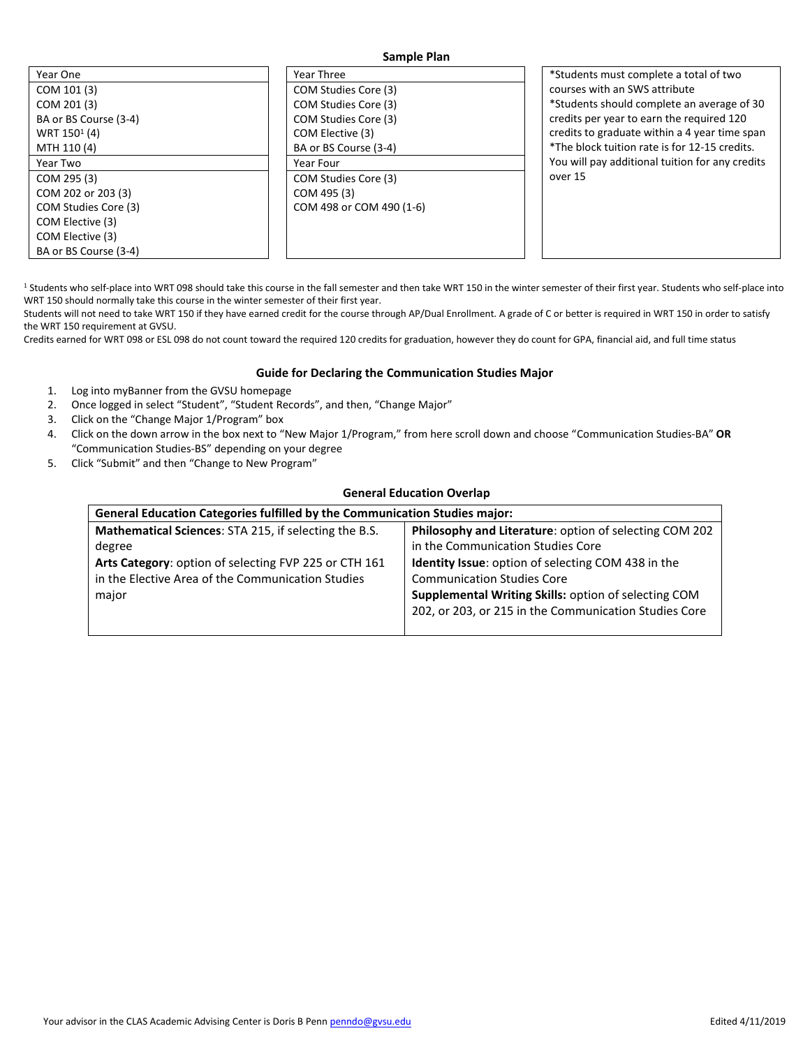## Sample Plan

| Year One | Year Three | |
|---|---|---|
| COM 101 (3) | COM Studies Core (3) | *Students must complete a total of two courses with an SWS attribute |
| COM 201 (3) | COM Studies Core (3) | *Students should complete an average of 30 credits per year to earn the required 120 credits to graduate within a 4 year time span |
| BA or BS Course (3-4) | COM Studies Core (3) | *The block tuition rate is for 12-15 credits. You will pay additional tuition for any credits over 15 |
| WRT 150[1] (4) | COM Elective (3) | |
| MTH 110 (4) | BA or BS Course (3-4) | |
| **Year Two** | **Year Four** | |
| COM 295 (3) | COM Studies Core (3) | |
| COM 202 or 203 (3) | COM 495 (3) | |
| COM Studies Core (3) | COM 498 or COM 490 (1-6) | |
| COM Elective (3) | | |
| COM Elective (3) | | |
| BA or BS Course (3-4) | | |

[1] Students who self-place into WRT 098 should take this course in the fall semester and then take WRT 150 in the winter semester of their first year. Students who self-place into WRT 150 should normally take this course in the winter semester of their first year.

Students will not need to take WRT 150 if they have earned credit for the course through AP/Dual Enrollment. A grade of C or better is required in WRT 150 in order to satisfy the WRT 150 requirement at GVSU.

Credits earned for WRT 098 or ESL 098 do not count toward the required 120 credits for graduation, however they do count for GPA, financial aid, and full time status

## Guide for Declaring the Communication Studies Major

1. Log into myBanner from the GVSU homepage
2. Once logged in select "Student", "Student Records", and then, "Change Major"
3. Click on the "Change Major 1/Program" box
4. Click on the down arrow in the box next to "New Major 1/Program," from here scroll down and choose "Communication Studies-BA" **OR** "Communication Studies-BS" depending on your degree
5. Click "Submit" and then "Change to New Program"

## General Education Overlap

| **General Education Categories fulfilled by the Communication Studies major:** | |
|---|---|
| **Mathematical Sciences**: STA 215, if selecting the B.S. degree<br>**Arts Category**: option of selecting FVP 225 or CTH 161 in the Elective Area of the Communication Studies major | **Philosophy and Literature**: option of selecting COM 202 in the Communication Studies Core<br>**Identity Issue**: option of selecting COM 438 in the Communication Studies Core<br>**Supplemental Writing Skills:** option of selecting COM 202, or 203, or 215 in the Communication Studies Core |

Your advisor in the CLAS Academic Advising Center is Doris B Penn penndo@gvsu.edu

Edited 4/11/2019